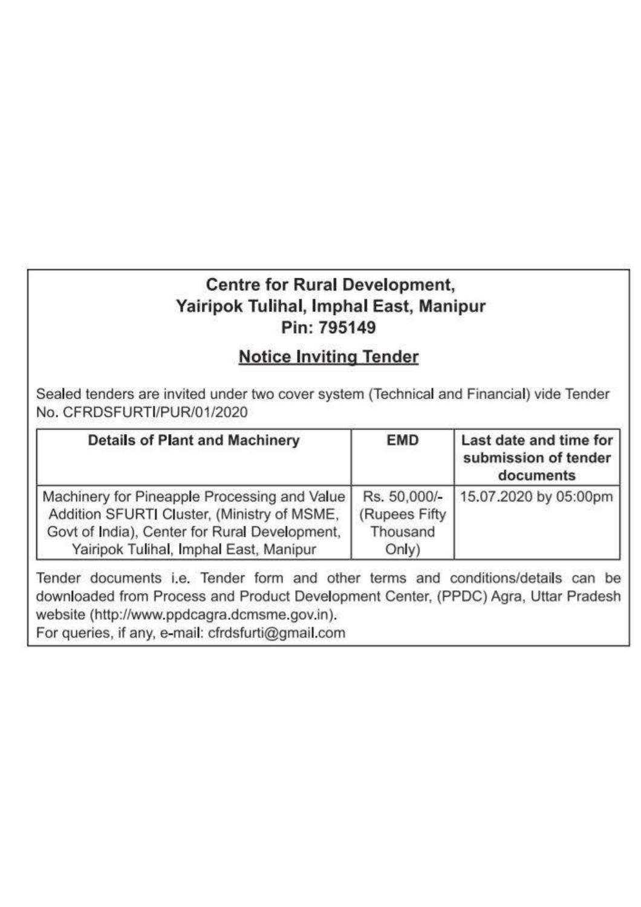# Centre for Rural Development,
## Yairipok Tulihal, Imphal East, Manipur
## Pin: 795149

### Notice Inviting Tender

Sealed tenders are invited under two cover system (Technical and Financial) vide Tender No. CFRDSFURTI/PUR/01/2020

| Details of Plant and Machinery | EMD | Last date and time for submission of tender documents |
| --- | --- | --- |
| Machinery for Pineapple Processing and Value Addition SFURTI Cluster, (Ministry of MSME, Govt of India), Center for Rural Development, Yairipok Tulihal, Imphal East, Manipur | Rs. 50,000/- (Rupees Fifty Thousand Only) | 15.07.2020 by 05:00pm |

Tender documents i.e. Tender form and other terms and conditions/details can be downloaded from Process and Product Development Center, (PPDC) Agra, Uttar Pradesh website (http://www.ppdcagra.dcmsme.gov.in).

For queries, if any, e-mail: cfrdsfurti@gmail.com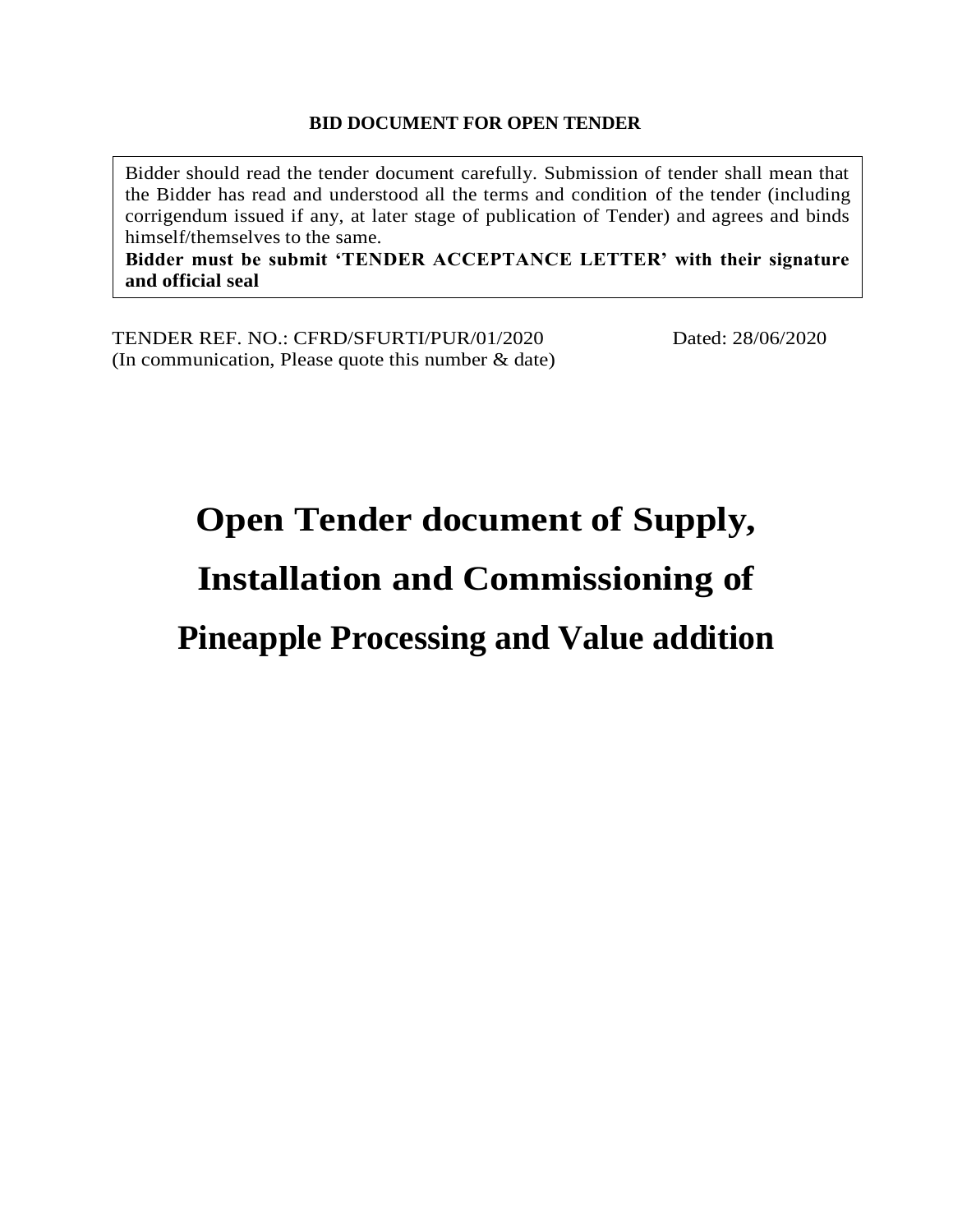**BID DOCUMENT FOR OPEN TENDER**

Bidder should read the tender document carefully. Submission of tender shall mean that the Bidder has read and understood all the terms and condition of the tender (including corrigendum issued if any, at later stage of publication of Tender) and agrees and binds himself/themselves to the same.
**Bidder must be submit 'TENDER ACCEPTANCE LETTER' with their signature and official seal**

TENDER REF. NO.: CFRD/SFURTI/PUR/01/2020 Dated: 28/06/2020
(In communication, Please quote this number & date)

# Open Tender document of Supply, Installation and Commissioning of Pineapple Processing and Value addition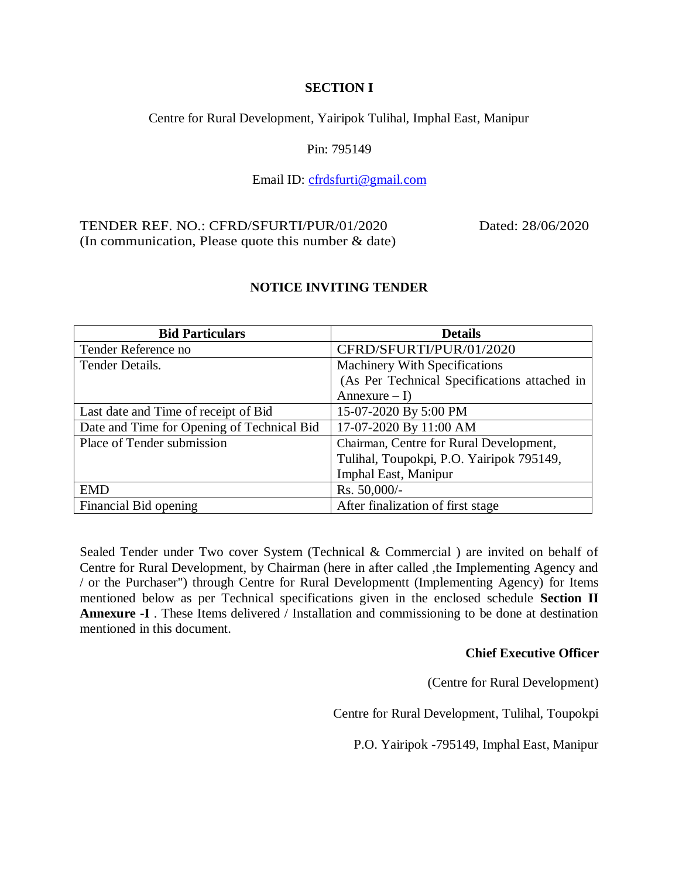## SECTION I

Centre for Rural Development, Yairipok Tulihal, Imphal East, Manipur

Pin: 795149

Email ID: cfrdsfurti@gmail.com

TENDER REF. NO.: CFRD/SFURTI/PUR/01/2020 Dated: 28/06/2020
(In communication, Please quote this number & date)

## NOTICE INVITING TENDER

| Bid Particulars | Details |
|---|---|
| Tender Reference no | CFRD/SFURTI/PUR/01/2020 |
| Tender Details. | Machinery With Specifications (As Per Technical Specifications attached in Annexure – I) |
| Last date and Time of receipt of Bid | 15-07-2020 By 5:00 PM |
| Date and Time for Opening of Technical Bid | 17-07-2020 By 11:00 AM |
| Place of Tender submission | Chairman, Centre for Rural Development, Tulihal, Toupokpi, P.O. Yairipok 795149, Imphal East, Manipur |
| EMD | Rs. 50,000/- |
| Financial Bid opening | After finalization of first stage |

Sealed Tender under Two cover System (Technical & Commercial ) are invited on behalf of Centre for Rural Development, by Chairman (here in after called ,the Implementing Agency and / or the Purchaser") through Centre for Rural Developmentt (Implementing Agency) for Items mentioned below as per Technical specifications given in the enclosed schedule **Section II Annexure -I** . These Items delivered / Installation and commissioning to be done at destination mentioned in this document.

**Chief Executive Officer**

(Centre for Rural Development)

Centre for Rural Development, Tulihal, Toupokpi

P.O. Yairipok -795149, Imphal East, Manipur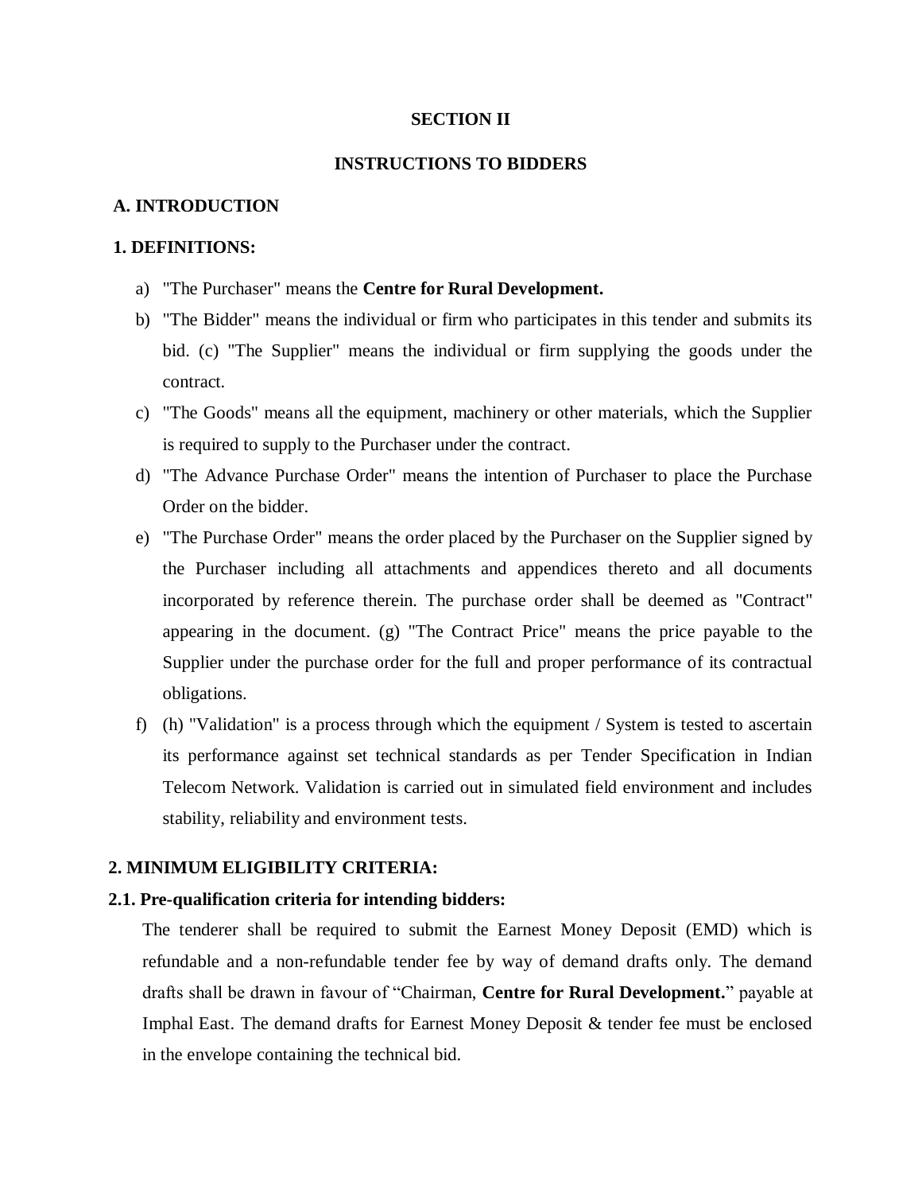**SECTION II**

**INSTRUCTIONS TO BIDDERS**

## A. INTRODUCTION

### 1. DEFINITIONS:

a) "The Purchaser" means the **Centre for Rural Development.**

b) "The Bidder" means the individual or firm who participates in this tender and submits its bid. (c) "The Supplier" means the individual or firm supplying the goods under the contract.

c) "The Goods" means all the equipment, machinery or other materials, which the Supplier is required to supply to the Purchaser under the contract.

d) "The Advance Purchase Order" means the intention of Purchaser to place the Purchase Order on the bidder.

e) "The Purchase Order" means the order placed by the Purchaser on the Supplier signed by the Purchaser including all attachments and appendices thereto and all documents incorporated by reference therein. The purchase order shall be deemed as "Contract" appearing in the document. (g) "The Contract Price" means the price payable to the Supplier under the purchase order for the full and proper performance of its contractual obligations.

f) (h) "Validation" is a process through which the equipment / System is tested to ascertain its performance against set technical standards as per Tender Specification in Indian Telecom Network. Validation is carried out in simulated field environment and includes stability, reliability and environment tests.

### 2. MINIMUM ELIGIBILITY CRITERIA:

#### 2.1. Pre-qualification criteria for intending bidders:

The tenderer shall be required to submit the Earnest Money Deposit (EMD) which is refundable and a non-refundable tender fee by way of demand drafts only. The demand drafts shall be drawn in favour of "Chairman, **Centre for Rural Development.**" payable at Imphal East. The demand drafts for Earnest Money Deposit & tender fee must be enclosed in the envelope containing the technical bid.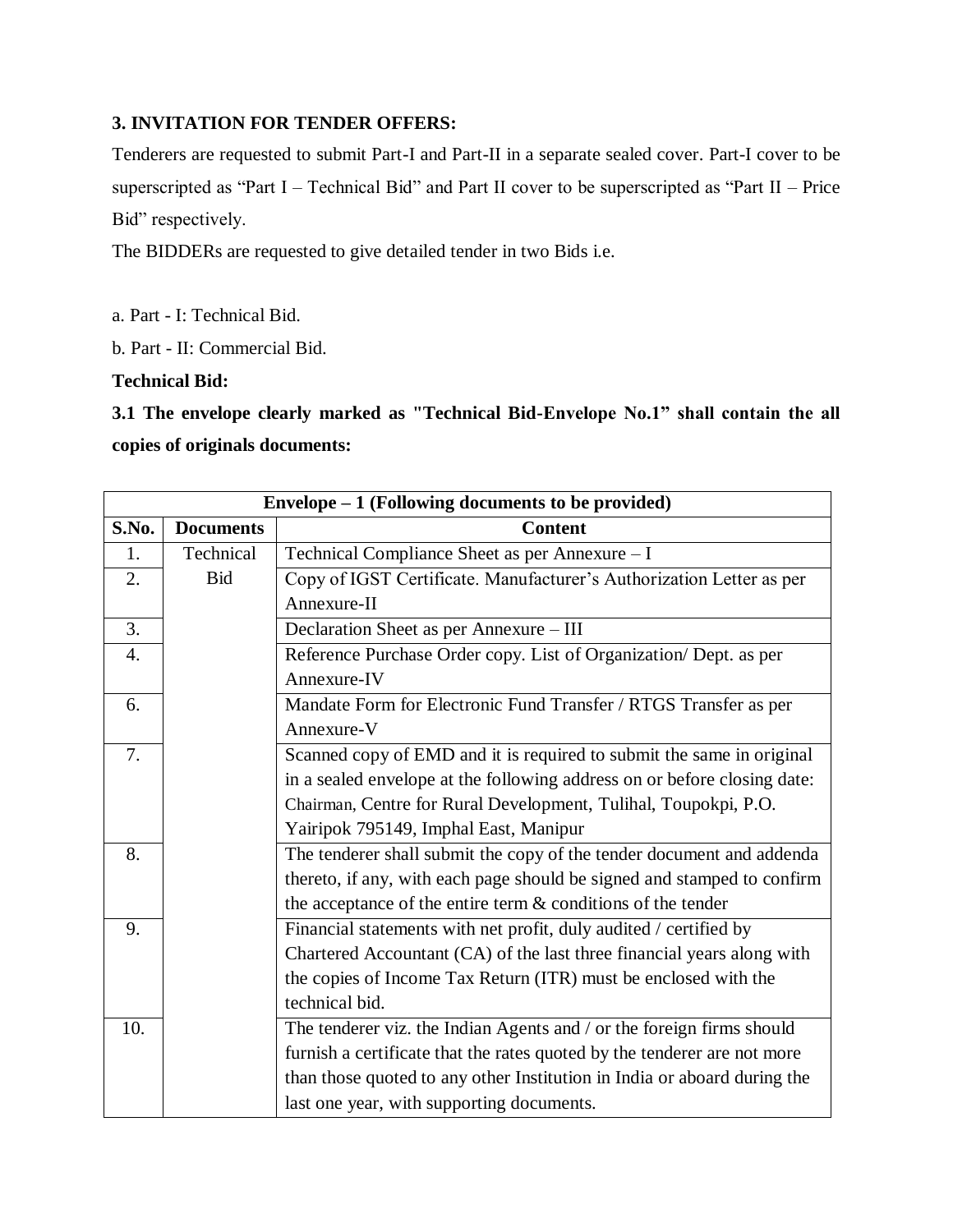**3. INVITATION FOR TENDER OFFERS:**

Tenderers are requested to submit Part-I and Part-II in a separate sealed cover. Part-I cover to be superscripted as "Part I – Technical Bid" and Part II cover to be superscripted as "Part II – Price Bid" respectively.

The BIDDERs are requested to give detailed tender in two Bids i.e.

a. Part - I: Technical Bid.

b. Part - II: Commercial Bid.

**Technical Bid:**

**3.1 The envelope clearly marked as "Technical Bid-Envelope No.1" shall contain the all copies of originals documents:**

| Envelope – 1 (Following documents to be provided) | | |
|---|---|---|
| **S.No.** | **Documents** | **Content** |
| 1. | Technical Bid | Technical Compliance Sheet as per Annexure – I |
| 2. | | Copy of IGST Certificate. Manufacturer's Authorization Letter as per Annexure-II |
| 3. | | Declaration Sheet as per Annexure – III |
| 4. | | Reference Purchase Order copy. List of Organization/ Dept. as per Annexure-IV |
| 6. | | Mandate Form for Electronic Fund Transfer / RTGS Transfer as per Annexure-V |
| 7. | | Scanned copy of EMD and it is required to submit the same in original in a sealed envelope at the following address on or before closing date: Chairman, Centre for Rural Development, Tulihal, Toupokpi, P.O. Yairipok 795149, Imphal East, Manipur |
| 8. | | The tenderer shall submit the copy of the tender document and addenda thereto, if any, with each page should be signed and stamped to confirm the acceptance of the entire term & conditions of the tender |
| 9. | | Financial statements with net profit, duly audited / certified by Chartered Accountant (CA) of the last three financial years along with the copies of Income Tax Return (ITR) must be enclosed with the technical bid. |
| 10. | | The tenderer viz. the Indian Agents and / or the foreign firms should furnish a certificate that the rates quoted by the tenderer are not more than those quoted to any other Institution in India or aboard during the last one year, with supporting documents. |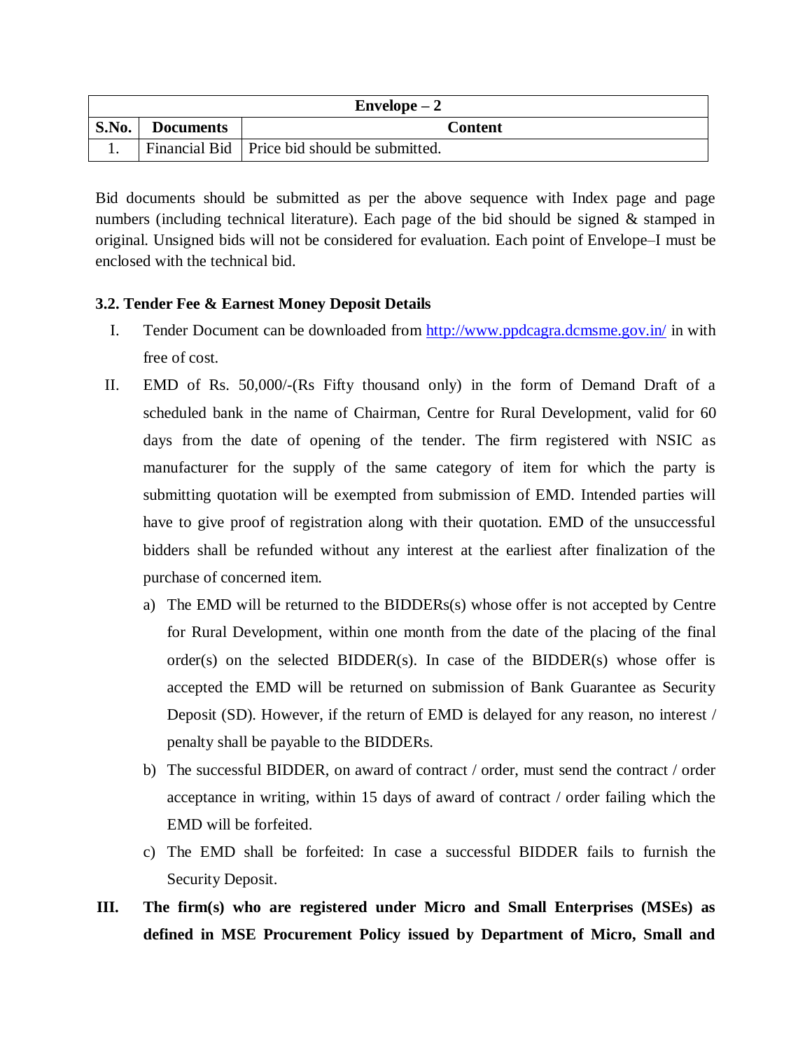| Envelope – 2 | | |
|---|---|---|
| **S.No.** | **Documents** | **Content** |
| 1. | Financial Bid | Price bid should be submitted. |

Bid documents should be submitted as per the above sequence with Index page and page numbers (including technical literature). Each page of the bid should be signed & stamped in original. Unsigned bids will not be considered for evaluation. Each point of Envelope–I must be enclosed with the technical bid.

### 3.2. Tender Fee & Earnest Money Deposit Details

I. Tender Document can be downloaded from [http://www.ppdcagra.dcmsme.gov.in/](http://www.ppdcagra.dcmsme.gov.in/) in with free of cost.

II. EMD of Rs. 50,000/-(Rs Fifty thousand only) in the form of Demand Draft of a scheduled bank in the name of Chairman, Centre for Rural Development, valid for 60 days from the date of opening of the tender. The firm registered with NSIC as manufacturer for the supply of the same category of item for which the party is submitting quotation will be exempted from submission of EMD. Intended parties will have to give proof of registration along with their quotation. EMD of the unsuccessful bidders shall be refunded without any interest at the earliest after finalization of the purchase of concerned item.

   a) The EMD will be returned to the BIDDERs(s) whose offer is not accepted by Centre for Rural Development, within one month from the date of the placing of the final order(s) on the selected BIDDER(s). In case of the BIDDER(s) whose offer is accepted the EMD will be returned on submission of Bank Guarantee as Security Deposit (SD). However, if the return of EMD is delayed for any reason, no interest / penalty shall be payable to the BIDDERs.

   b) The successful BIDDER, on award of contract / order, must send the contract / order acceptance in writing, within 15 days of award of contract / order failing which the EMD will be forfeited.

   c) The EMD shall be forfeited: In case a successful BIDDER fails to furnish the Security Deposit.

**III. The firm(s) who are registered under Micro and Small Enterprises (MSEs) as defined in MSE Procurement Policy issued by Department of Micro, Small and**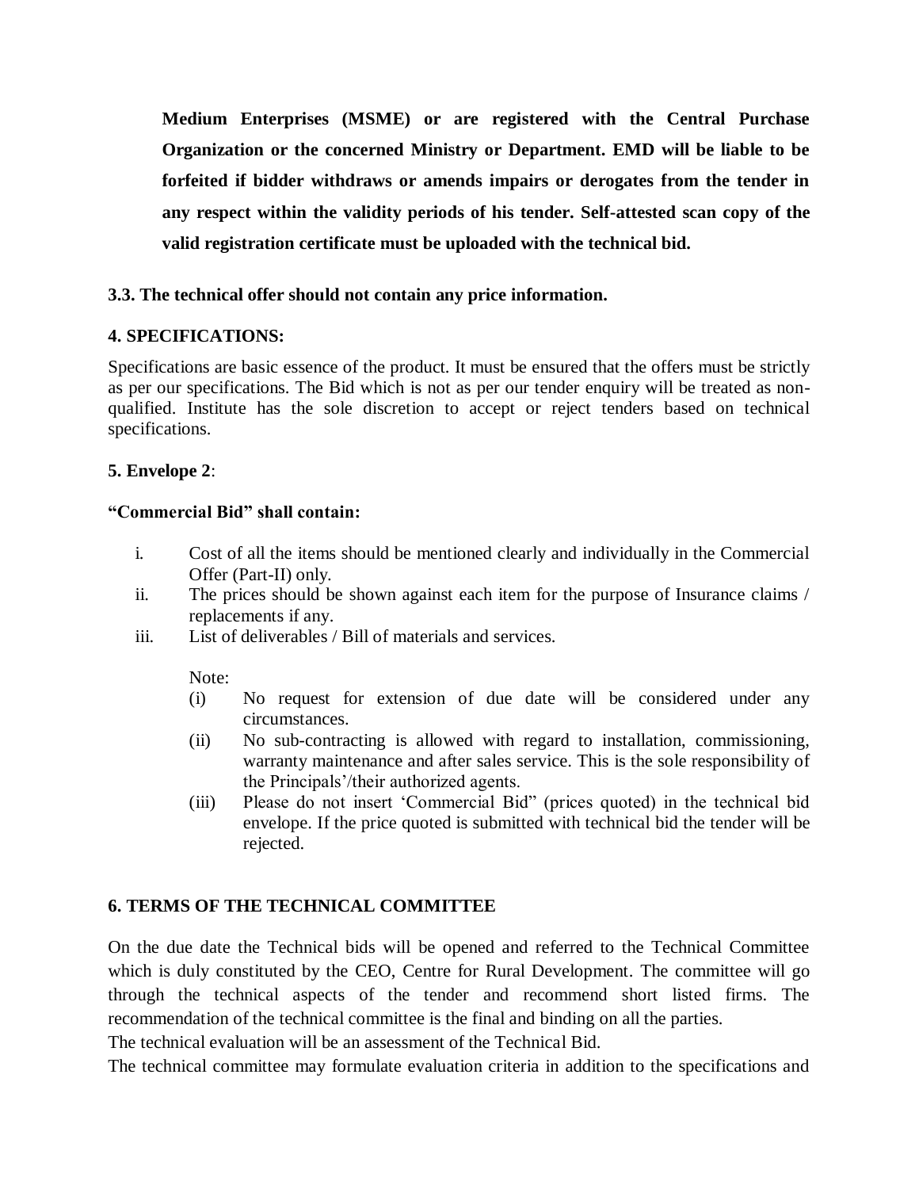**Medium Enterprises (MSME) or are registered with the Central Purchase Organization or the concerned Ministry or Department. EMD will be liable to be forfeited if bidder withdraws or amends impairs or derogates from the tender in any respect within the validity periods of his tender. Self-attested scan copy of the valid registration certificate must be uploaded with the technical bid.**

**3.3. The technical offer should not contain any price information.**

**4. SPECIFICATIONS:**

Specifications are basic essence of the product. It must be ensured that the offers must be strictly as per our specifications. The Bid which is not as per our tender enquiry will be treated as non-qualified. Institute has the sole discretion to accept or reject tenders based on technical specifications.

**5. Envelope 2**:

**"Commercial Bid" shall contain:**

i. Cost of all the items should be mentioned clearly and individually in the Commercial Offer (Part-II) only.

ii. The prices should be shown against each item for the purpose of Insurance claims / replacements if any.

iii. List of deliverables / Bill of materials and services.

Note:

(i) No request for extension of due date will be considered under any circumstances.

(ii) No sub-contracting is allowed with regard to installation, commissioning, warranty maintenance and after sales service. This is the sole responsibility of the Principals'/their authorized agents.

(iii) Please do not insert 'Commercial Bid" (prices quoted) in the technical bid envelope. If the price quoted is submitted with technical bid the tender will be rejected.

**6. TERMS OF THE TECHNICAL COMMITTEE**

On the due date the Technical bids will be opened and referred to the Technical Committee which is duly constituted by the CEO, Centre for Rural Development. The committee will go through the technical aspects of the tender and recommend short listed firms. The recommendation of the technical committee is the final and binding on all the parties.

The technical evaluation will be an assessment of the Technical Bid.

The technical committee may formulate evaluation criteria in addition to the specifications and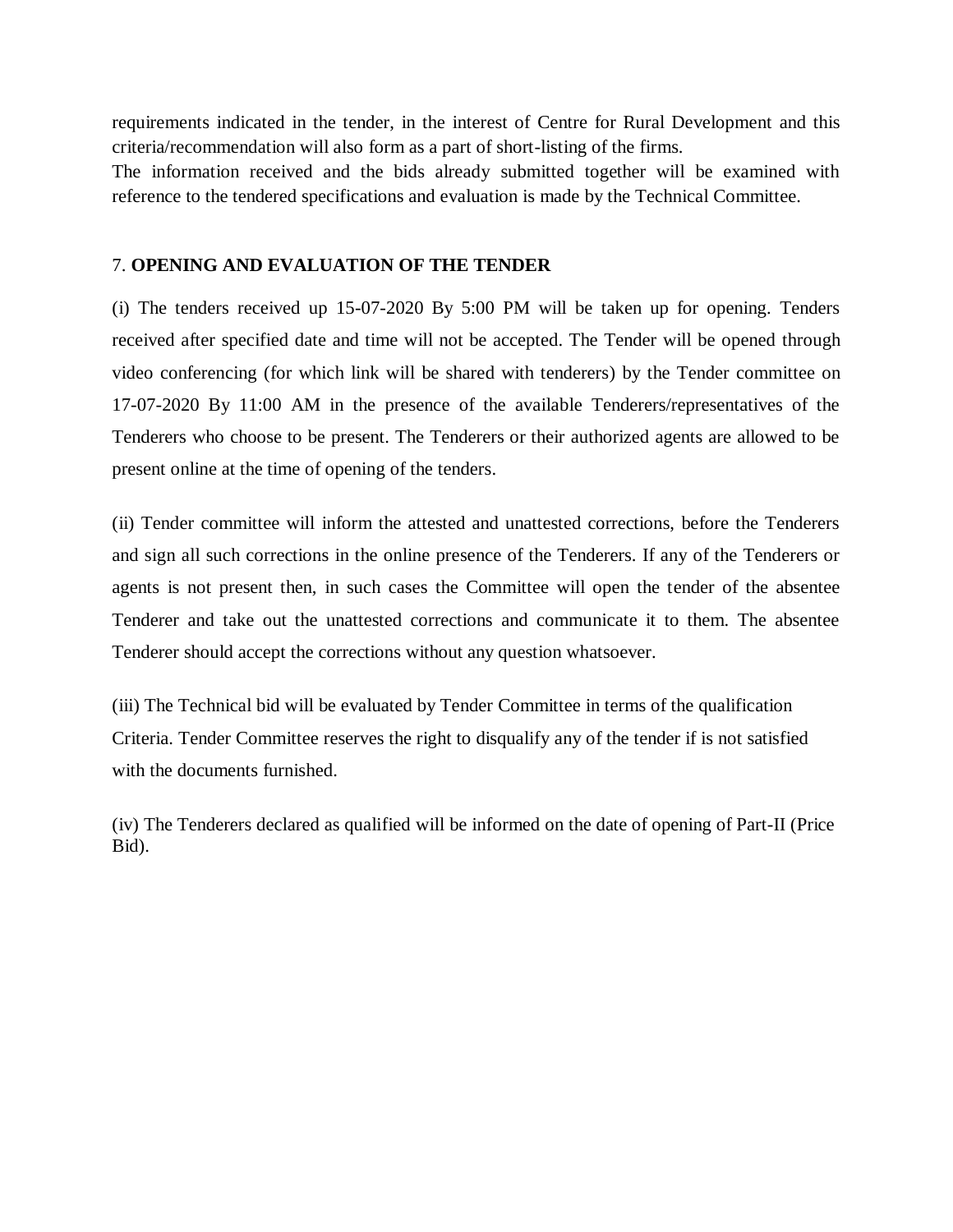requirements indicated in the tender, in the interest of Centre for Rural Development and this criteria/recommendation will also form as a part of short-listing of the firms.
The information received and the bids already submitted together will be examined with reference to the tendered specifications and evaluation is made by the Technical Committee.

## 7. **OPENING AND EVALUATION OF THE TENDER**

(i) The tenders received up 15-07-2020 By 5:00 PM will be taken up for opening. Tenders received after specified date and time will not be accepted. The Tender will be opened through video conferencing (for which link will be shared with tenderers) by the Tender committee on 17-07-2020 By 11:00 AM in the presence of the available Tenderers/representatives of the Tenderers who choose to be present. The Tenderers or their authorized agents are allowed to be present online at the time of opening of the tenders.

(ii) Tender committee will inform the attested and unattested corrections, before the Tenderers and sign all such corrections in the online presence of the Tenderers. If any of the Tenderers or agents is not present then, in such cases the Committee will open the tender of the absentee Tenderer and take out the unattested corrections and communicate it to them. The absentee Tenderer should accept the corrections without any question whatsoever.

(iii) The Technical bid will be evaluated by Tender Committee in terms of the qualification Criteria. Tender Committee reserves the right to disqualify any of the tender if is not satisfied with the documents furnished.

(iv) The Tenderers declared as qualified will be informed on the date of opening of Part-II (Price Bid).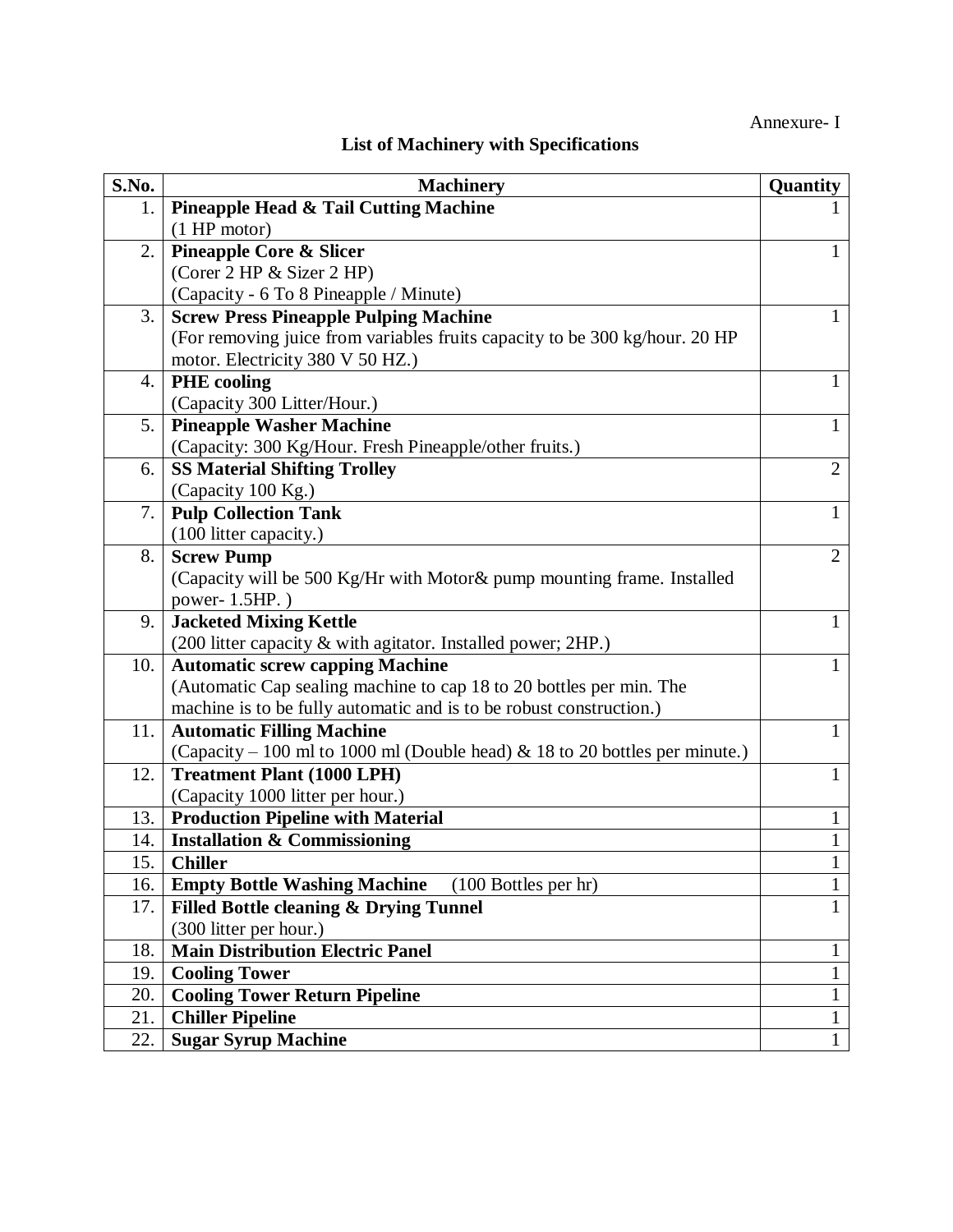Annexure- I

## List of Machinery with Specifications

| S.No. | Machinery | Quantity |
|---|---|---|
| 1. | **Pineapple Head & Tail Cutting Machine**<br>(1 HP motor) | 1 |
| 2. | **Pineapple Core & Slicer**<br>(Corer 2 HP & Sizer 2 HP)<br>(Capacity - 6 To 8 Pineapple / Minute) | 1 |
| 3. | **Screw Press Pineapple Pulping Machine**<br>(For removing juice from variables fruits capacity to be 300 kg/hour. 20 HP motor. Electricity 380 V 50 HZ.) | 1 |
| 4. | **PHE cooling**<br>(Capacity 300 Litter/Hour.) | 1 |
| 5. | **Pineapple Washer Machine**<br>(Capacity: 300 Kg/Hour. Fresh Pineapple/other fruits.) | 1 |
| 6. | **SS Material Shifting Trolley**<br>(Capacity 100 Kg.) | 2 |
| 7. | **Pulp Collection Tank**<br>(100 litter capacity.) | 1 |
| 8. | **Screw Pump**<br>(Capacity will be 500 Kg/Hr with Motor& pump mounting frame. Installed power- 1.5HP. ) | 2 |
| 9. | **Jacketed Mixing Kettle**<br>(200 litter capacity & with agitator. Installed power; 2HP.) | 1 |
| 10. | **Automatic screw capping Machine**<br>(Automatic Cap sealing machine to cap 18 to 20 bottles per min. The machine is to be fully automatic and is to be robust construction.) | 1 |
| 11. | **Automatic Filling Machine**<br>(Capacity – 100 ml to 1000 ml (Double head) & 18 to 20 bottles per minute.) | 1 |
| 12. | **Treatment Plant (1000 LPH)**<br>(Capacity 1000 litter per hour.) | 1 |
| 13. | **Production Pipeline with Material** | 1 |
| 14. | **Installation & Commissioning** | 1 |
| 15. | **Chiller** | 1 |
| 16. | **Empty Bottle Washing Machine** (100 Bottles per hr) | 1 |
| 17. | **Filled Bottle cleaning & Drying Tunnel**<br>(300 litter per hour.) | 1 |
| 18. | **Main Distribution Electric Panel** | 1 |
| 19. | **Cooling Tower** | 1 |
| 20. | **Cooling Tower Return Pipeline** | 1 |
| 21. | **Chiller Pipeline** | 1 |
| 22. | **Sugar Syrup Machine** | 1 |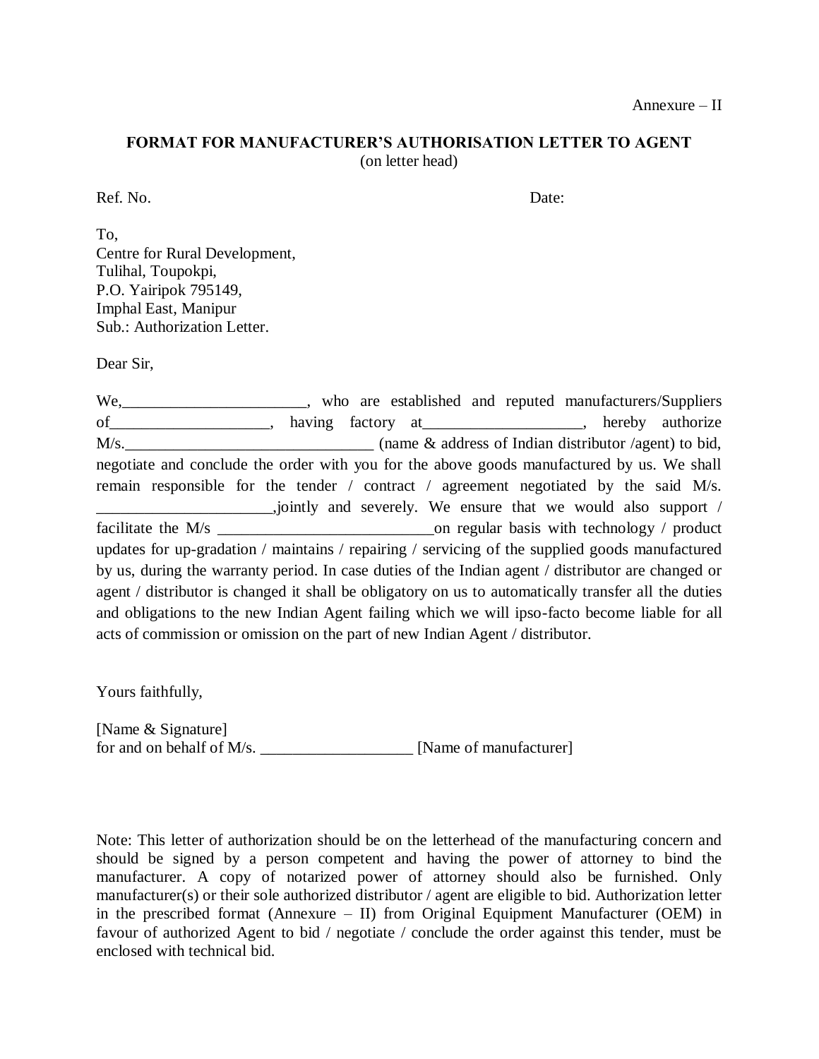Annexure – II

**FORMAT FOR MANUFACTURER'S AUTHORISATION LETTER TO AGENT**
(on letter head)

Ref. No. Date:

To,
Centre for Rural Development,
Tulihal, Toupokpi,
P.O. Yairipok 795149,
Imphal East, Manipur
Sub.: Authorization Letter.

Dear Sir,

We,_______________________, who are established and reputed manufacturers/Suppliers of____________________, having factory at____________________, hereby authorize M/s._______________________________ (name & address of Indian distributor /agent) to bid, negotiate and conclude the order with you for the above goods manufactured by us. We shall remain responsible for the tender / contract / agreement negotiated by the said M/s. ______________________,jointly and severely. We ensure that we would also support / facilitate the M/s ___________________________on regular basis with technology / product updates for up-gradation / maintains / repairing / servicing of the supplied goods manufactured by us, during the warranty period. In case duties of the Indian agent / distributor are changed or agent / distributor is changed it shall be obligatory on us to automatically transfer all the duties and obligations to the new Indian Agent failing which we will ipso-facto become liable for all acts of commission or omission on the part of new Indian Agent / distributor.

Yours faithfully,

[Name & Signature]
for and on behalf of M/s. ___________________ [Name of manufacturer]

Note: This letter of authorization should be on the letterhead of the manufacturing concern and should be signed by a person competent and having the power of attorney to bind the manufacturer. A copy of notarized power of attorney should also be furnished. Only manufacturer(s) or their sole authorized distributor / agent are eligible to bid. Authorization letter in the prescribed format (Annexure – II) from Original Equipment Manufacturer (OEM) in favour of authorized Agent to bid / negotiate / conclude the order against this tender, must be enclosed with technical bid.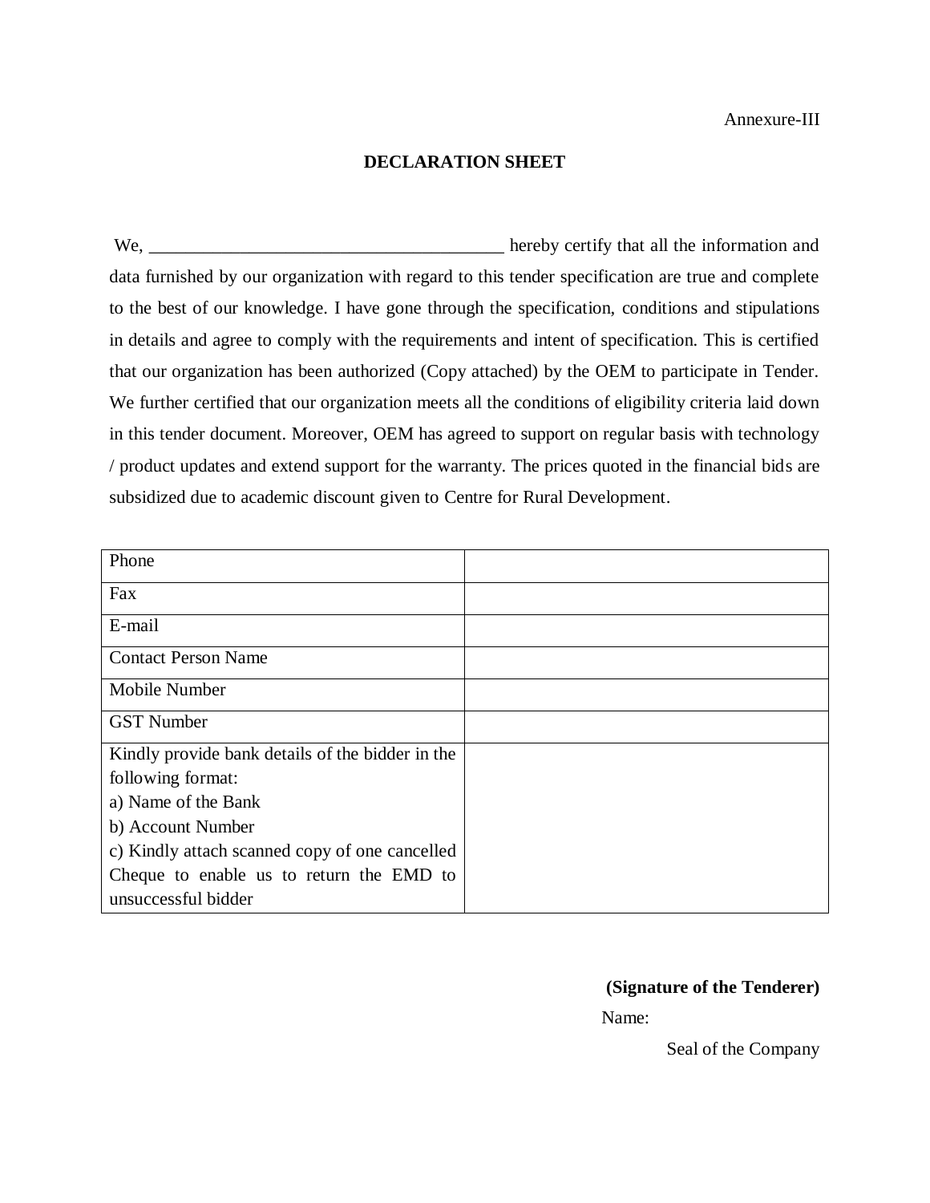Annexure-III

## DECLARATION SHEET

We, ________________________________________ hereby certify that all the information and data furnished by our organization with regard to this tender specification are true and complete to the best of our knowledge. I have gone through the specification, conditions and stipulations in details and agree to comply with the requirements and intent of specification. This is certified that our organization has been authorized (Copy attached) by the OEM to participate in Tender. We further certified that our organization meets all the conditions of eligibility criteria laid down in this tender document. Moreover, OEM has agreed to support on regular basis with technology / product updates and extend support for the warranty. The prices quoted in the financial bids are subsidized due to academic discount given to Centre for Rural Development.

| | |
|---|---|
| Phone | |
| Fax | |
| E-mail | |
| Contact Person Name | |
| Mobile Number | |
| GST Number | |
| Kindly provide bank details of the bidder in the following format:<br>a) Name of the Bank<br>b) Account Number<br>c) Kindly attach scanned copy of one cancelled Cheque to enable us to return the EMD to unsuccessful bidder | |

**(Signature of the Tenderer)**

Name:

Seal of the Company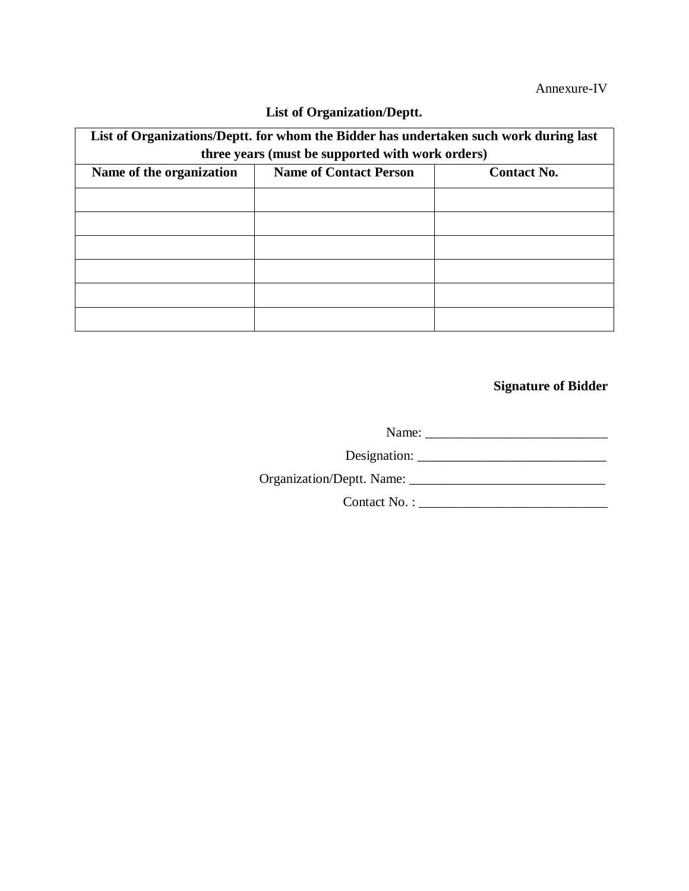Annexure-IV

**List of Organization/Deptt.**

| **List of Organizations/Deptt. for whom the Bidder has undertaken such work during last three years (must be supported with work orders)** | | |
|---|---|---|
| **Name of the organization** | **Name of Contact Person** | **Contact No.** |
| | | |
| | | |
| | | |
| | | |
| | | |
| | | |

**Signature of Bidder**

Name: ___________________________

Designation: ____________________________

Organization/Deptt. Name: ______________________________

Contact No. : ____________________________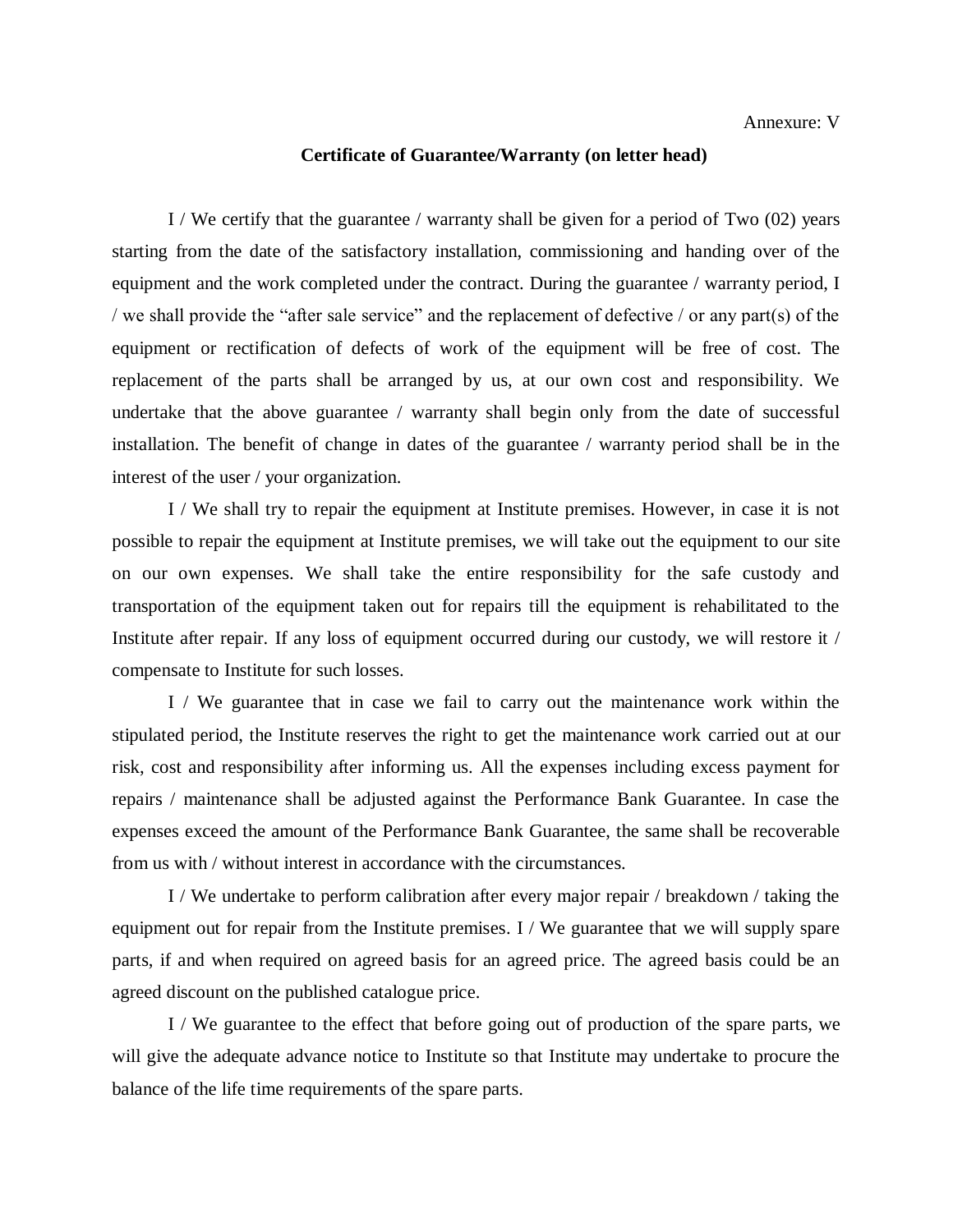Annexure: V

**Certificate of Guarantee/Warranty (on letter head)**

I / We certify that the guarantee / warranty shall be given for a period of Two (02) years starting from the date of the satisfactory installation, commissioning and handing over of the equipment and the work completed under the contract. During the guarantee / warranty period, I / we shall provide the "after sale service" and the replacement of defective / or any part(s) of the equipment or rectification of defects of work of the equipment will be free of cost. The replacement of the parts shall be arranged by us, at our own cost and responsibility. We undertake that the above guarantee / warranty shall begin only from the date of successful installation. The benefit of change in dates of the guarantee / warranty period shall be in the interest of the user / your organization.

I / We shall try to repair the equipment at Institute premises. However, in case it is not possible to repair the equipment at Institute premises, we will take out the equipment to our site on our own expenses. We shall take the entire responsibility for the safe custody and transportation of the equipment taken out for repairs till the equipment is rehabilitated to the Institute after repair. If any loss of equipment occurred during our custody, we will restore it / compensate to Institute for such losses.

I / We guarantee that in case we fail to carry out the maintenance work within the stipulated period, the Institute reserves the right to get the maintenance work carried out at our risk, cost and responsibility after informing us. All the expenses including excess payment for repairs / maintenance shall be adjusted against the Performance Bank Guarantee. In case the expenses exceed the amount of the Performance Bank Guarantee, the same shall be recoverable from us with / without interest in accordance with the circumstances.

I / We undertake to perform calibration after every major repair / breakdown / taking the equipment out for repair from the Institute premises. I / We guarantee that we will supply spare parts, if and when required on agreed basis for an agreed price. The agreed basis could be an agreed discount on the published catalogue price.

I / We guarantee to the effect that before going out of production of the spare parts, we will give the adequate advance notice to Institute so that Institute may undertake to procure the balance of the life time requirements of the spare parts.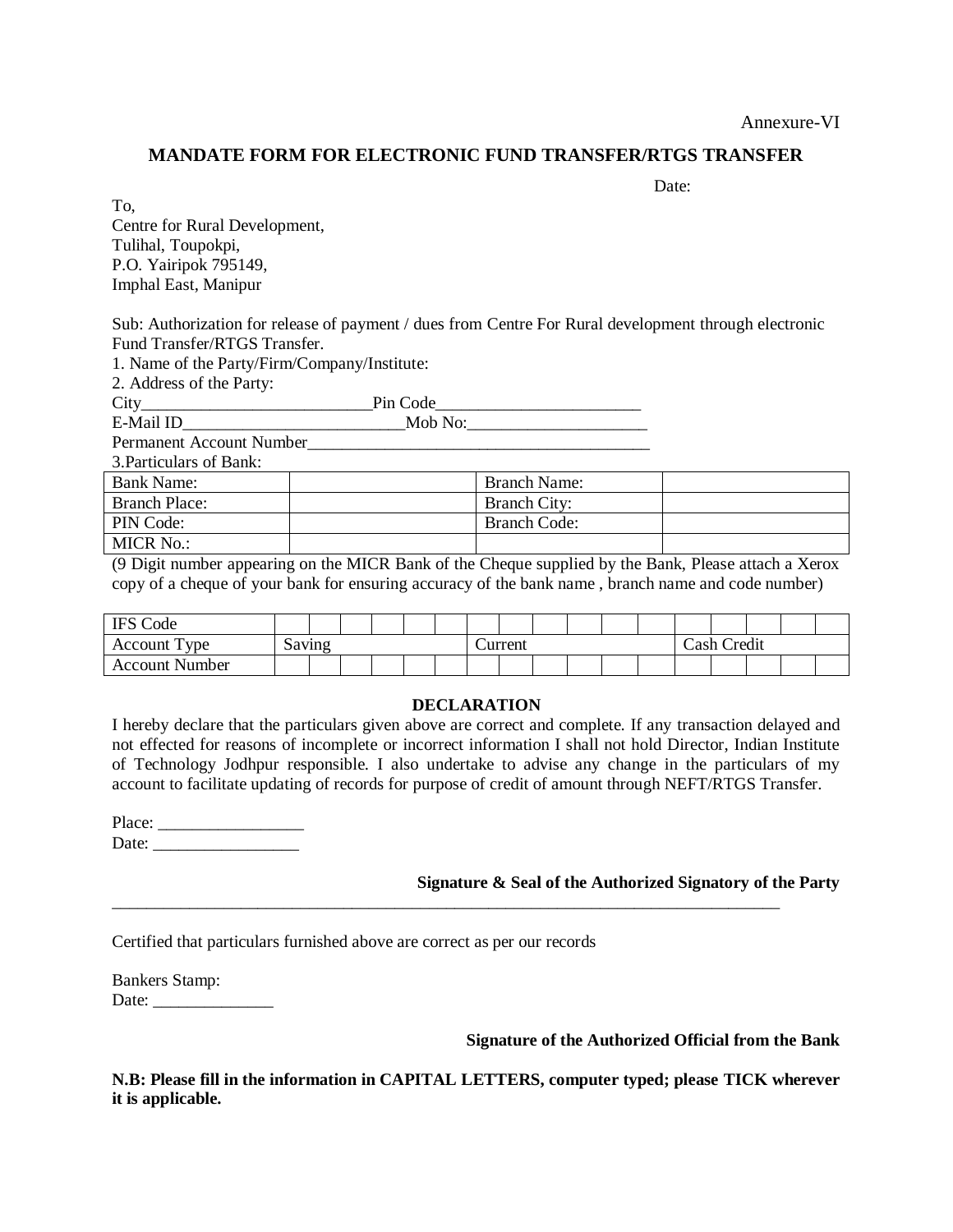Annexure-VI

## MANDATE FORM FOR ELECTRONIC FUND TRANSFER/RTGS TRANSFER

Date:

To,
Centre for Rural Development,
Tulihal, Toupokpi,
P.O. Yairipok 795149,
Imphal East, Manipur

Sub: Authorization for release of payment / dues from Centre For Rural development through electronic Fund Transfer/RTGS Transfer.

1. Name of the Party/Firm/Company/Institute:
2. Address of the Party:

City___________________________Pin Code________________________
E-Mail ID__________________________Mob No:_____________________
Permanent Account Number_________________________________________

3.Particulars of Bank:

| | | | |
|---|---|---|---|
| Bank Name: | | Branch Name: | |
| Branch Place: | | Branch City: | |
| PIN Code: | | Branch Code: | |
| MICR No.: | | | |

(9 Digit number appearing on the MICR Bank of the Cheque supplied by the Bank, Please attach a Xerox copy of a cheque of your bank for ensuring accuracy of the bank name , branch name and code number)

| | | | | | | | | | | | | | | | | | |
|---|---|---|---|---|---|---|---|---|---|---|---|---|---|---|---|---|---|
| IFS Code | | | | | | | | | | | | | | | | | |
| Account Type | Saving | | | | | | Current | | | | | | Cash Credit | | | | |
| Account Number | | | | | | | | | | | | | | | | | |

### DECLARATION

I hereby declare that the particulars given above are correct and complete. If any transaction delayed and not effected for reasons of incomplete or incorrect information I shall not hold Director, Indian Institute of Technology Jodhpur responsible. I also undertake to advise any change in the particulars of my account to facilitate updating of records for purpose of credit of amount through NEFT/RTGS Transfer.

Place: _________________
Date: _________________

**Signature & Seal of the Authorized Signatory of the Party**

---

Certified that particulars furnished above are correct as per our records

Bankers Stamp:
Date: ______________

**Signature of the Authorized Official from the Bank**

**N.B: Please fill in the information in CAPITAL LETTERS, computer typed; please TICK wherever it is applicable.**